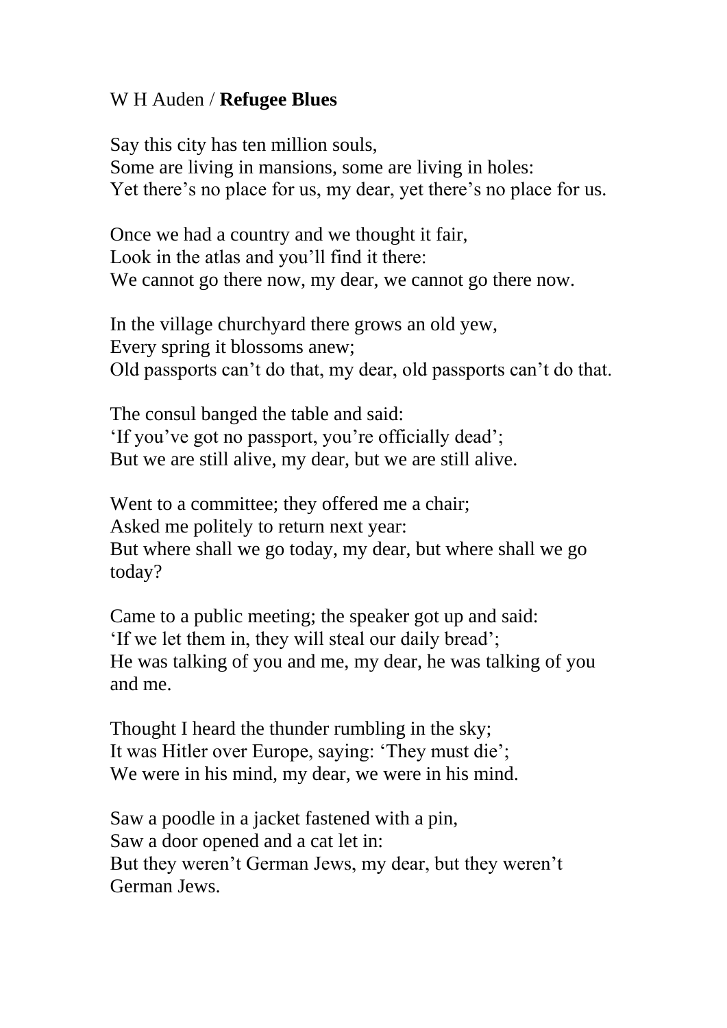W H Auden / **Refugee Blues**

Say this city has ten million souls,  
Some are living in mansions, some are living in holes:  
Yet there's no place for us, my dear, yet there's no place for us.

Once we had a country and we thought it fair,  
Look in the atlas and you'll find it there:  
We cannot go there now, my dear, we cannot go there now.

In the village churchyard there grows an old yew,  
Every spring it blossoms anew;  
Old passports can't do that, my dear, old passports can't do that.

The consul banged the table and said:  
'If you've got no passport, you're officially dead';  
But we are still alive, my dear, but we are still alive.

Went to a committee; they offered me a chair;  
Asked me politely to return next year:  
But where shall we go today, my dear, but where shall we go today?

Came to a public meeting; the speaker got up and said:  
'If we let them in, they will steal our daily bread';  
He was talking of you and me, my dear, he was talking of you and me.

Thought I heard the thunder rumbling in the sky;  
It was Hitler over Europe, saying: 'They must die';  
We were in his mind, my dear, we were in his mind.

Saw a poodle in a jacket fastened with a pin,  
Saw a door opened and a cat let in:  
But they weren't German Jews, my dear, but they weren't German Jews.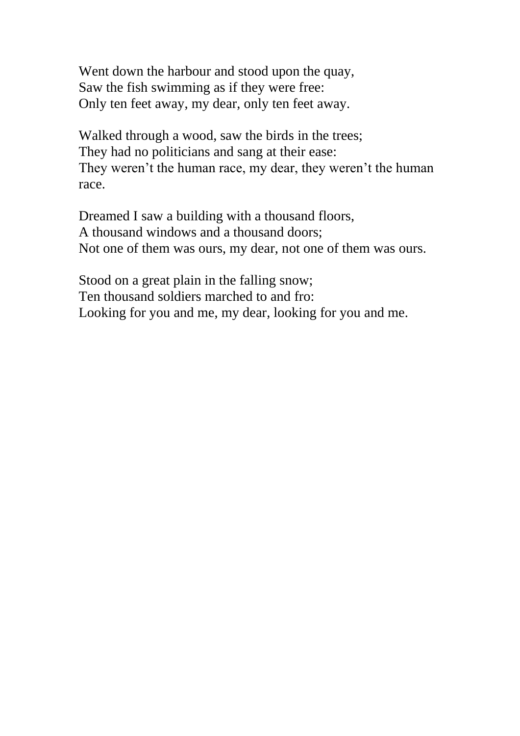Went down the harbour and stood upon the quay,
Saw the fish swimming as if they were free:
Only ten feet away, my dear, only ten feet away.

Walked through a wood, saw the birds in the trees;
They had no politicians and sang at their ease:
They weren't the human race, my dear, they weren't the human race.

Dreamed I saw a building with a thousand floors,
A thousand windows and a thousand doors;
Not one of them was ours, my dear, not one of them was ours.

Stood on a great plain in the falling snow;
Ten thousand soldiers marched to and fro:
Looking for you and me, my dear, looking for you and me.